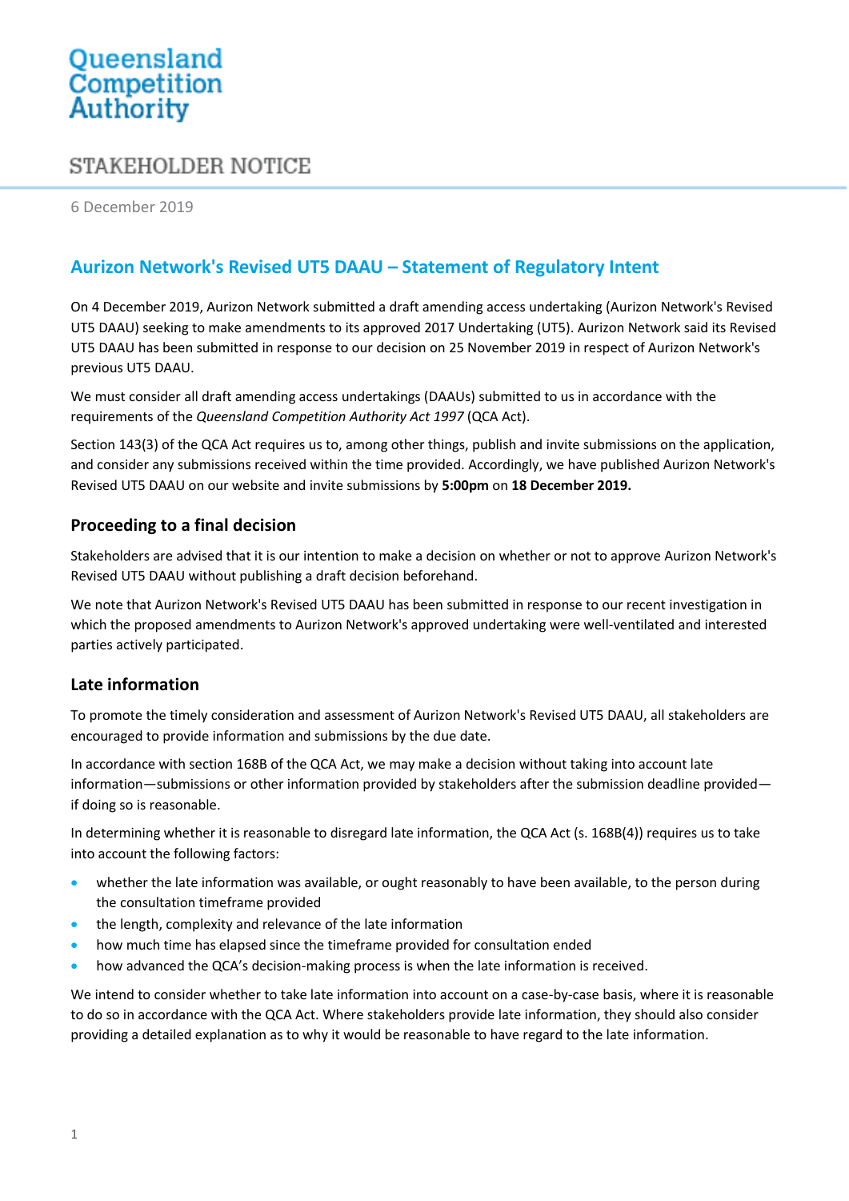Queensland Competition Authority

STAKEHOLDER NOTICE

6 December 2019

## Aurizon Network's Revised UT5 DAAU – Statement of Regulatory Intent

On 4 December 2019, Aurizon Network submitted a draft amending access undertaking (Aurizon Network's Revised UT5 DAAU) seeking to make amendments to its approved 2017 Undertaking (UT5). Aurizon Network said its Revised UT5 DAAU has been submitted in response to our decision on 25 November 2019 in respect of Aurizon Network's previous UT5 DAAU.

We must consider all draft amending access undertakings (DAAUs) submitted to us in accordance with the requirements of the *Queensland Competition Authority Act 1997* (QCA Act).

Section 143(3) of the QCA Act requires us to, among other things, publish and invite submissions on the application, and consider any submissions received within the time provided. Accordingly, we have published Aurizon Network's Revised UT5 DAAU on our website and invite submissions by **5:00pm** on **18 December 2019.**

### Proceeding to a final decision

Stakeholders are advised that it is our intention to make a decision on whether or not to approve Aurizon Network's Revised UT5 DAAU without publishing a draft decision beforehand.

We note that Aurizon Network's Revised UT5 DAAU has been submitted in response to our recent investigation in which the proposed amendments to Aurizon Network's approved undertaking were well-ventilated and interested parties actively participated.

### Late information

To promote the timely consideration and assessment of Aurizon Network's Revised UT5 DAAU, all stakeholders are encouraged to provide information and submissions by the due date.

In accordance with section 168B of the QCA Act, we may make a decision without taking into account late information—submissions or other information provided by stakeholders after the submission deadline provided—if doing so is reasonable.

In determining whether it is reasonable to disregard late information, the QCA Act (s. 168B(4)) requires us to take into account the following factors:

- whether the late information was available, or ought reasonably to have been available, to the person during the consultation timeframe provided
- the length, complexity and relevance of the late information
- how much time has elapsed since the timeframe provided for consultation ended
- how advanced the QCA's decision-making process is when the late information is received.

We intend to consider whether to take late information into account on a case-by-case basis, where it is reasonable to do so in accordance with the QCA Act. Where stakeholders provide late information, they should also consider providing a detailed explanation as to why it would be reasonable to have regard to the late information.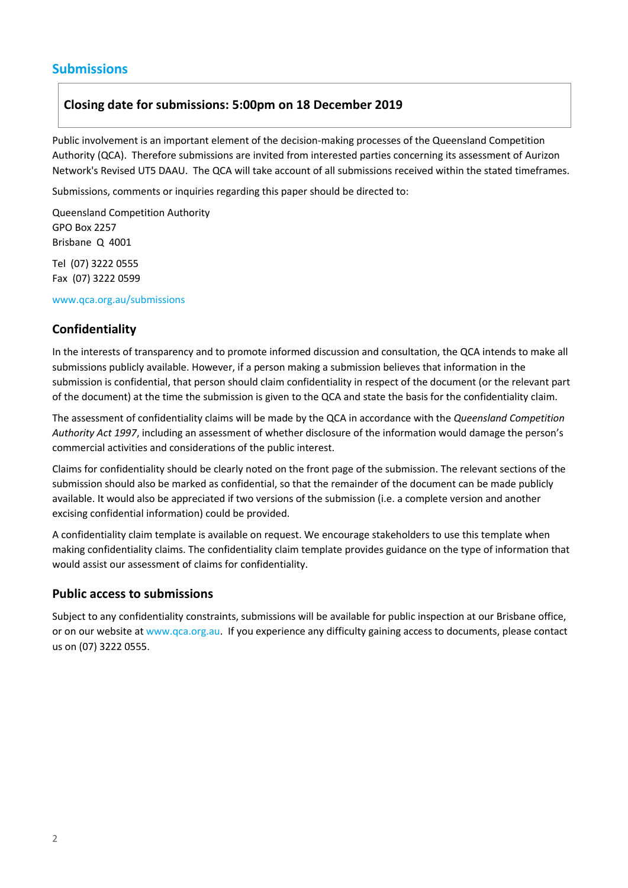# Submissions

**Closing date for submissions: 5:00pm on 18 December 2019**

Public involvement is an important element of the decision-making processes of the Queensland Competition Authority (QCA). Therefore submissions are invited from interested parties concerning its assessment of Aurizon Network's Revised UT5 DAAU. The QCA will take account of all submissions received within the stated timeframes.

Submissions, comments or inquiries regarding this paper should be directed to:

Queensland Competition Authority
GPO Box 2257
Brisbane Q 4001

Tel (07) 3222 0555
Fax (07) 3222 0599

www.qca.org.au/submissions

## Confidentiality

In the interests of transparency and to promote informed discussion and consultation, the QCA intends to make all submissions publicly available. However, if a person making a submission believes that information in the submission is confidential, that person should claim confidentiality in respect of the document (or the relevant part of the document) at the time the submission is given to the QCA and state the basis for the confidentiality claim.

The assessment of confidentiality claims will be made by the QCA in accordance with the *Queensland Competition Authority Act 1997*, including an assessment of whether disclosure of the information would damage the person's commercial activities and considerations of the public interest.

Claims for confidentiality should be clearly noted on the front page of the submission. The relevant sections of the submission should also be marked as confidential, so that the remainder of the document can be made publicly available. It would also be appreciated if two versions of the submission (i.e. a complete version and another excising confidential information) could be provided.

A confidentiality claim template is available on request. We encourage stakeholders to use this template when making confidentiality claims. The confidentiality claim template provides guidance on the type of information that would assist our assessment of claims for confidentiality.

## Public access to submissions

Subject to any confidentiality constraints, submissions will be available for public inspection at our Brisbane office, or on our website at www.qca.org.au. If you experience any difficulty gaining access to documents, please contact us on (07) 3222 0555.